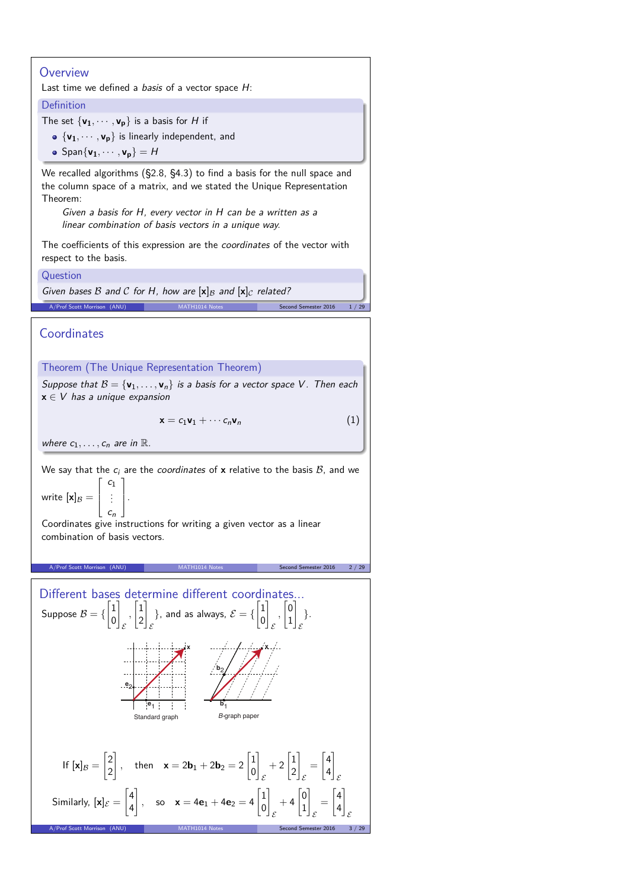## Overview

Last time we defined a *basis* of a vector space $H$:

**Definition**

The set $\{\mathbf{v_1}, \cdots, \mathbf{v_p}\}$ is a basis for $H$ if

- $\{\mathbf{v_1}, \cdots, \mathbf{v_p}\}$ is linearly independent, and
- $\text{Span}\{\mathbf{v_1}, \cdots, \mathbf{v_p}\} = H$

We recalled algorithms (§2.8, §4.3) to find a basis for the null space and the column space of a matrix, and we stated the Unique Representation Theorem:

> *Given a basis for $H$, every vector in $H$ can be a written as a linear combination of basis vectors in a unique way.*

The coefficients of this expression are the *coordinates* of the vector with respect to the basis.

**Question**

*Given bases $\mathcal{B}$ and $\mathcal{C}$ for $H$, how are $[\mathbf{x}]_{\mathcal{B}}$ and $[\mathbf{x}]_{\mathcal{C}}$ related?*

## Coordinates

**Theorem (The Unique Representation Theorem)**

*Suppose that $\mathcal{B} = \{\mathbf{v}_1, \ldots, \mathbf{v}_n\}$ is a basis for a vector space $V$. Then each $\mathbf{x} \in V$ has a unique expansion*

$$\mathbf{x} = c_1\mathbf{v}_1 + \cdots c_n\mathbf{v}_n \tag{1}$$

*where $c_1, \ldots, c_n$ are in $\mathbb{R}$.*

We say that the $c_i$ are the *coordinates* of $\mathbf{x}$ relative to the basis $\mathcal{B}$, and we write $[\mathbf{x}]_{\mathcal{B}} = \begin{bmatrix} c_1 \\ \vdots \\ c_n \end{bmatrix}$.

Coordinates give instructions for writing a given vector as a linear combination of basis vectors.

## Different bases determine different coordinates...

Suppose $\mathcal{B} = \{ \begin{bmatrix} 1 \\ 0 \end{bmatrix}_{\mathcal{E}}, \begin{bmatrix} 1 \\ 2 \end{bmatrix}_{\mathcal{E}} \}$, and as always, $\mathcal{E} = \{ \begin{bmatrix} 1 \\ 0 \end{bmatrix}_{\mathcal{E}}, \begin{bmatrix} 0 \\ 1 \end{bmatrix}_{\mathcal{E}} \}$.

Standard graph

$\mathcal{B}$-graph paper

If $[\mathbf{x}]_{\mathcal{B}} = \begin{bmatrix} 2 \\ 2 \end{bmatrix}$, then $\mathbf{x} = 2\mathbf{b}_1 + 2\mathbf{b}_2 = 2\begin{bmatrix} 1 \\ 0 \end{bmatrix}_{\mathcal{E}} + 2\begin{bmatrix} 1 \\ 2 \end{bmatrix}_{\mathcal{E}} = \begin{bmatrix} 4 \\ 4 \end{bmatrix}_{\mathcal{E}}$

Similarly, $[\mathbf{x}]_{\mathcal{E}} = \begin{bmatrix} 4 \\ 4 \end{bmatrix}$, so $\mathbf{x} = 4\mathbf{e}_1 + 4\mathbf{e}_2 = 4\begin{bmatrix} 1 \\ 0 \end{bmatrix}_{\mathcal{E}} + 4\begin{bmatrix} 0 \\ 1 \end{bmatrix}_{\mathcal{E}} = \begin{bmatrix} 4 \\ 4 \end{bmatrix}_{\mathcal{E}}$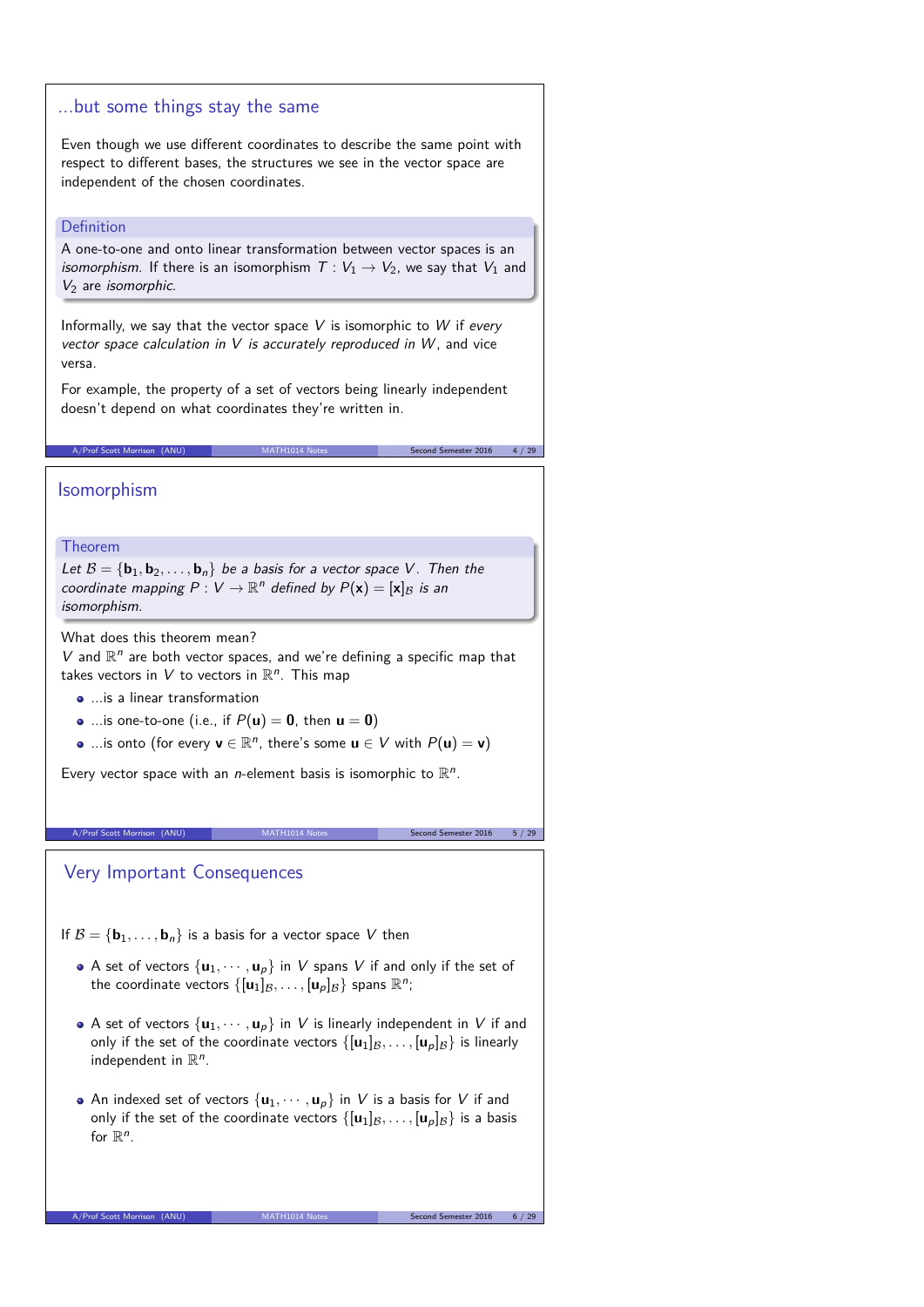## ...but some things stay the same

Even though we use different coordinates to describe the same point with respect to different bases, the structures we see in the vector space are independent of the chosen coordinates.

**Definition**

A one-to-one and onto linear transformation between vector spaces is an *isomorphism*. If there is an isomorphism $T : V_1 \to V_2$, we say that $V_1$ and $V_2$ are *isomorphic*.

Informally, we say that the vector space $V$ is isomorphic to $W$ if *every vector space calculation in $V$ is accurately reproduced in $W$*, and vice versa.

For example, the property of a set of vectors being linearly independent doesn't depend on what coordinates they're written in.

## Isomorphism

**Theorem**

*Let $\mathcal{B} = \{\mathbf{b}_1, \mathbf{b}_2, \dots, \mathbf{b}_n\}$ be a basis for a vector space $V$. Then the coordinate mapping $P : V \to \mathbb{R}^n$ defined by $P(\mathbf{x}) = [\mathbf{x}]_{\mathcal{B}}$ is an isomorphism.*

What does this theorem mean?
$V$ and $\mathbb{R}^n$ are both vector spaces, and we're defining a specific map that takes vectors in $V$ to vectors in $\mathbb{R}^n$. This map

- ...is a linear transformation
- ...is one-to-one (i.e., if $P(\mathbf{u}) = \mathbf{0}$, then $\mathbf{u} = \mathbf{0}$)
- ...is onto (for every $\mathbf{v} \in \mathbb{R}^n$, there's some $\mathbf{u} \in V$ with $P(\mathbf{u}) = \mathbf{v}$)

Every vector space with an $n$-element basis is isomorphic to $\mathbb{R}^n$.

## Very Important Consequences

If $\mathcal{B} = \{\mathbf{b}_1, \dots, \mathbf{b}_n\}$ is a basis for a vector space $V$ then

- A set of vectors $\{\mathbf{u}_1, \cdots, \mathbf{u}_p\}$ in $V$ spans $V$ if and only if the set of the coordinate vectors $\{[\mathbf{u}_1]_{\mathcal{B}}, \dots, [\mathbf{u}_p]_{\mathcal{B}}\}$ spans $\mathbb{R}^n$;
- A set of vectors $\{\mathbf{u}_1, \cdots, \mathbf{u}_p\}$ in $V$ is linearly independent in $V$ if and only if the set of the coordinate vectors $\{[\mathbf{u}_1]_{\mathcal{B}}, \dots, [\mathbf{u}_p]_{\mathcal{B}}\}$ is linearly independent in $\mathbb{R}^n$.
- An indexed set of vectors $\{\mathbf{u}_1, \cdots, \mathbf{u}_p\}$ in $V$ is a basis for $V$ if and only if the set of the coordinate vectors $\{[\mathbf{u}_1]_{\mathcal{B}}, \dots, [\mathbf{u}_p]_{\mathcal{B}}\}$ is a basis for $\mathbb{R}^n$.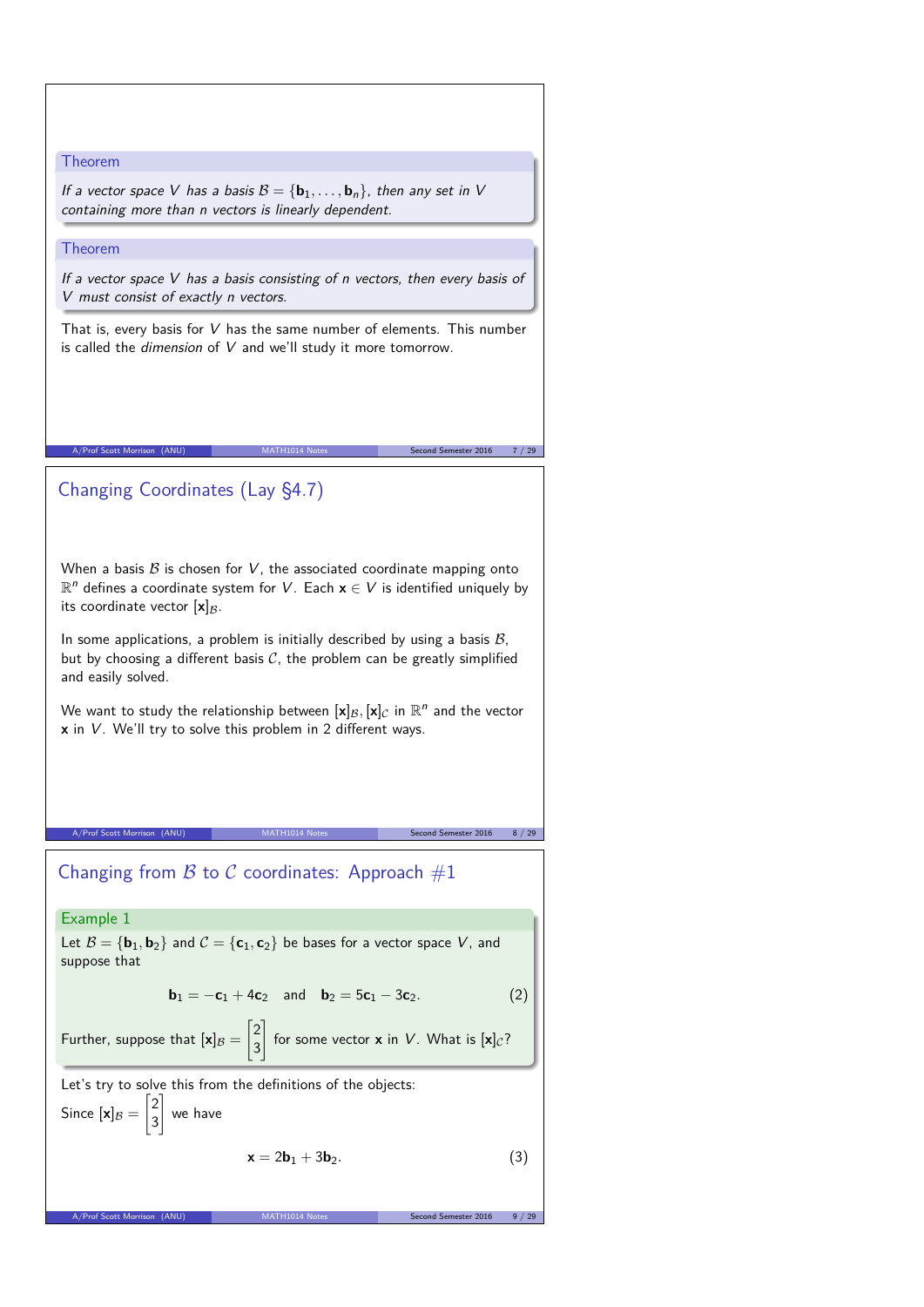**Theorem**

*If a vector space $V$ has a basis $\mathcal{B} = \{\mathbf{b}_1, \ldots, \mathbf{b}_n\}$, then any set in $V$ containing more than $n$ vectors is linearly dependent.*

**Theorem**

*If a vector space $V$ has a basis consisting of $n$ vectors, then every basis of $V$ must consist of exactly $n$ vectors.*

That is, every basis for $V$ has the same number of elements. This number is called the *dimension* of $V$ and we'll study it more tomorrow.

## Changing Coordinates (Lay §4.7)

When a basis $\mathcal{B}$ is chosen for $V$, the associated coordinate mapping onto $\mathbb{R}^n$ defines a coordinate system for $V$. Each $\mathbf{x} \in V$ is identified uniquely by its coordinate vector $[\mathbf{x}]_{\mathcal{B}}$.

In some applications, a problem is initially described by using a basis $\mathcal{B}$, but by choosing a different basis $\mathcal{C}$, the problem can be greatly simplified and easily solved.

We want to study the relationship between $[\mathbf{x}]_{\mathcal{B}}, [\mathbf{x}]_{\mathcal{C}}$ in $\mathbb{R}^n$ and the vector $\mathbf{x}$ in $V$. We'll try to solve this problem in 2 different ways.

## Changing from $\mathcal{B}$ to $\mathcal{C}$ coordinates: Approach #1

**Example 1**

Let $\mathcal{B} = \{\mathbf{b}_1, \mathbf{b}_2\}$ and $\mathcal{C} = \{\mathbf{c}_1, \mathbf{c}_2\}$ be bases for a vector space $V$, and suppose that

$$\mathbf{b}_1 = -\mathbf{c}_1 + 4\mathbf{c}_2 \quad \text{and} \quad \mathbf{b}_2 = 5\mathbf{c}_1 - 3\mathbf{c}_2. \tag{2}$$

Further, suppose that $[\mathbf{x}]_{\mathcal{B}} = \begin{bmatrix} 2 \\ 3 \end{bmatrix}$ for some vector $\mathbf{x}$ in $V$. What is $[\mathbf{x}]_{\mathcal{C}}$?

Let's try to solve this from the definitions of the objects:

Since $[\mathbf{x}]_{\mathcal{B}} = \begin{bmatrix} 2 \\ 3 \end{bmatrix}$ we have

$$\mathbf{x} = 2\mathbf{b}_1 + 3\mathbf{b}_2. \tag{3}$$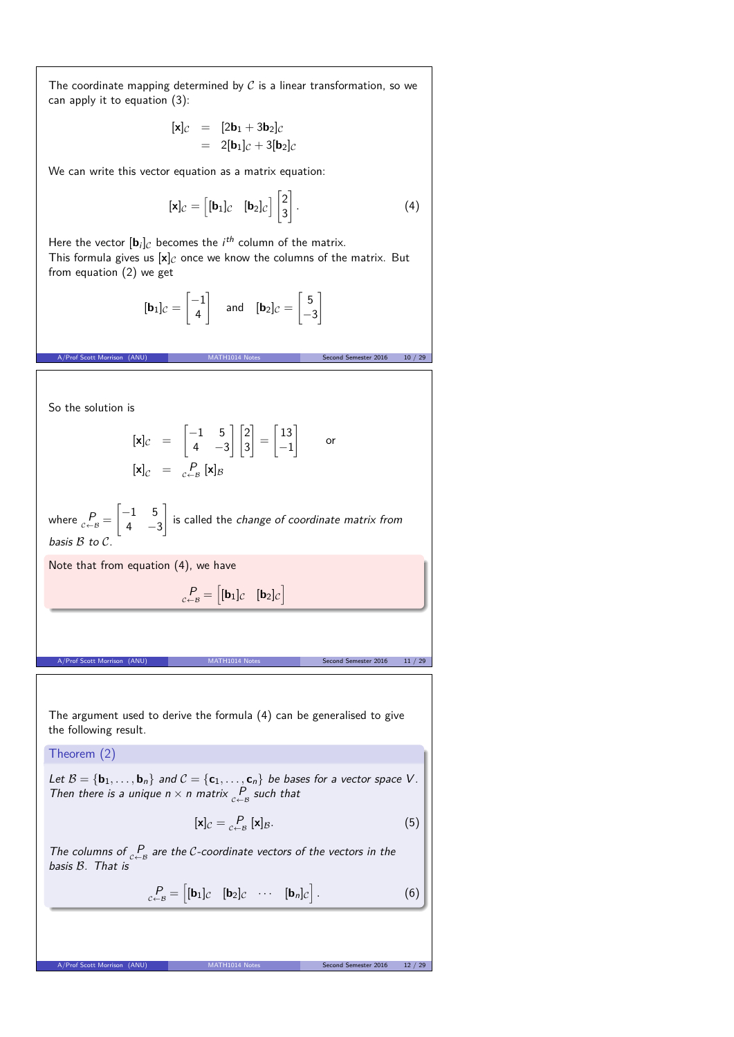The coordinate mapping determined by $\mathcal{C}$ is a linear transformation, so we can apply it to equation (3):

$$
\begin{aligned}
[\mathbf{x}]_\mathcal{C} &= [2\mathbf{b}_1 + 3\mathbf{b}_2]_\mathcal{C} \\
&= 2[\mathbf{b}_1]_\mathcal{C} + 3[\mathbf{b}_2]_\mathcal{C}
\end{aligned}
$$

We can write this vector equation as a matrix equation:

$$
[\mathbf{x}]_\mathcal{C} = \begin{bmatrix} [\mathbf{b}_1]_\mathcal{C} & [\mathbf{b}_2]_\mathcal{C} \end{bmatrix} \begin{bmatrix} 2 \\ 3 \end{bmatrix}. \tag{4}
$$

Here the vector $[\mathbf{b}_i]_\mathcal{C}$ becomes the $i^{th}$ column of the matrix.
This formula gives us $[\mathbf{x}]_\mathcal{C}$ once we know the columns of the matrix. But from equation (2) we get

$$
[\mathbf{b}_1]_\mathcal{C} = \begin{bmatrix} -1 \\ 4 \end{bmatrix} \quad \text{and} \quad [\mathbf{b}_2]_\mathcal{C} = \begin{bmatrix} 5 \\ -3 \end{bmatrix}
$$

So the solution is

$$
\begin{aligned}
[\mathbf{x}]_\mathcal{C} &= \begin{bmatrix} -1 & 5 \\ 4 & -3 \end{bmatrix} \begin{bmatrix} 2 \\ 3 \end{bmatrix} = \begin{bmatrix} 13 \\ -1 \end{bmatrix} \qquad \text{or} \\
[\mathbf{x}]_\mathcal{C} &= \underset{\mathcal{C} \leftarrow \mathcal{B}}{P} [\mathbf{x}]_\mathcal{B}
\end{aligned}
$$

where $\underset{\mathcal{C} \leftarrow \mathcal{B}}{P} = \begin{bmatrix} -1 & 5 \\ 4 & -3 \end{bmatrix}$ is called the *change of coordinate matrix from basis $\mathcal{B}$ to $\mathcal{C}$.*

Note that from equation (4), we have

$$
\underset{\mathcal{C} \leftarrow \mathcal{B}}{P} = \begin{bmatrix} [\mathbf{b}_1]_\mathcal{C} & [\mathbf{b}_2]_\mathcal{C} \end{bmatrix}
$$

The argument used to derive the formula (4) can be generalised to give the following result.

**Theorem (2)**

*Let $\mathcal{B} = \{\mathbf{b}_1, \ldots, \mathbf{b}_n\}$ and $\mathcal{C} = \{\mathbf{c}_1, \ldots, \mathbf{c}_n\}$ be bases for a vector space $V$. Then there is a unique $n \times n$ matrix $\underset{\mathcal{C} \leftarrow \mathcal{B}}{P}$ such that*

$$
[\mathbf{x}]_\mathcal{C} = \underset{\mathcal{C} \leftarrow \mathcal{B}}{P} [\mathbf{x}]_\mathcal{B}. \tag{5}
$$

*The columns of $\underset{\mathcal{C} \leftarrow \mathcal{B}}{P}$ are the $\mathcal{C}$-coordinate vectors of the vectors in the basis $\mathcal{B}$. That is*

$$
\underset{\mathcal{C} \leftarrow \mathcal{B}}{P} = \begin{bmatrix} [\mathbf{b}_1]_\mathcal{C} & [\mathbf{b}_2]_\mathcal{C} & \cdots & [\mathbf{b}_n]_\mathcal{C} \end{bmatrix}. \tag{6}
$$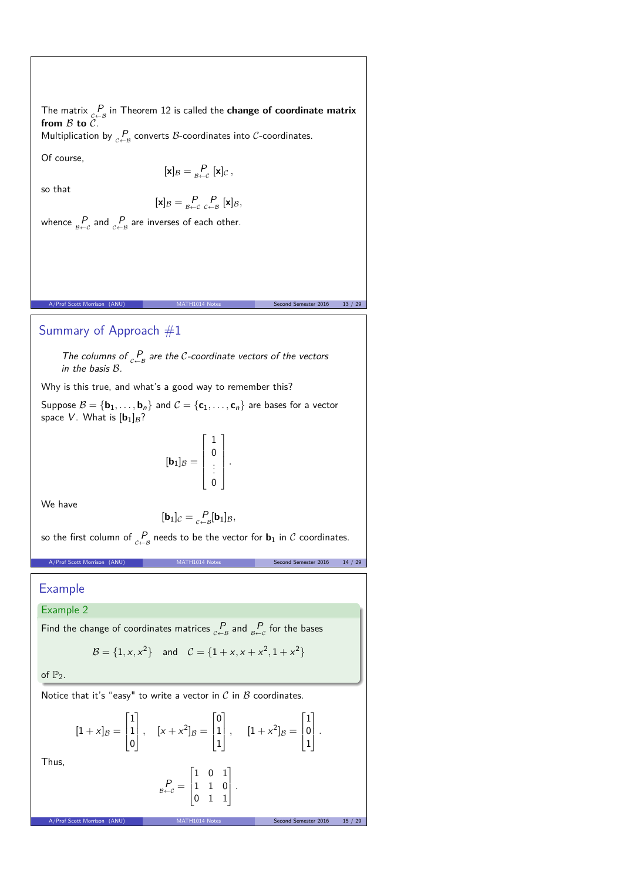The matrix $\underset{\mathcal{C}\leftarrow\mathcal{B}}{P}$ in Theorem 12 is called the **change of coordinate matrix from $\mathcal{B}$ to $\mathcal{C}$**.
Multiplication by $\underset{\mathcal{C}\leftarrow\mathcal{B}}{P}$ converts $\mathcal{B}$-coordinates into $\mathcal{C}$-coordinates.

Of course,

$$[\mathbf{x}]_{\mathcal{B}} = \underset{\mathcal{B}\leftarrow\mathcal{C}}{P}\,[\mathbf{x}]_{\mathcal{C}}\,,$$

so that

$$[\mathbf{x}]_{\mathcal{B}} = \underset{\mathcal{B}\leftarrow\mathcal{C}}{P}\,\underset{\mathcal{C}\leftarrow\mathcal{B}}{P}\,[\mathbf{x}]_{\mathcal{B}},$$

whence $\underset{\mathcal{B}\leftarrow\mathcal{C}}{P}$ and $\underset{\mathcal{C}\leftarrow\mathcal{B}}{P}$ are inverses of each other.

## Summary of Approach #1

*The columns of $\underset{\mathcal{C}\leftarrow\mathcal{B}}{P}$ are the $\mathcal{C}$-coordinate vectors of the vectors in the basis $\mathcal{B}$.*

Why is this true, and what's a good way to remember this?

Suppose $\mathcal{B} = \{\mathbf{b}_1, \ldots, \mathbf{b}_n\}$ and $\mathcal{C} = \{\mathbf{c}_1, \ldots, \mathbf{c}_n\}$ are bases for a vector space $V$. What is $[\mathbf{b}_1]_{\mathcal{B}}$?

$$[\mathbf{b}_1]_{\mathcal{B}} = \begin{bmatrix} 1 \\ 0 \\ \vdots \\ 0 \end{bmatrix}.$$

We have

$$[\mathbf{b}_1]_{\mathcal{C}} = \underset{\mathcal{C}\leftarrow\mathcal{B}}{P}[\mathbf{b}_1]_{\mathcal{B}},$$

so the first column of $\underset{\mathcal{C}\leftarrow\mathcal{B}}{P}$ needs to be the vector for $\mathbf{b}_1$ in $\mathcal{C}$ coordinates.

## Example

### Example 2

Find the change of coordinates matrices $\underset{\mathcal{C}\leftarrow\mathcal{B}}{P}$ and $\underset{\mathcal{B}\leftarrow\mathcal{C}}{P}$ for the bases

$$\mathcal{B} = \{1, x, x^2\} \quad \text{and} \quad \mathcal{C} = \{1 + x, x + x^2, 1 + x^2\}$$

of $\mathbb{P}_2$.

Notice that it's "easy" to write a vector in $\mathcal{C}$ in $\mathcal{B}$ coordinates.

$$[1 + x]_{\mathcal{B}} = \begin{bmatrix} 1 \\ 1 \\ 0 \end{bmatrix}, \quad [x + x^2]_{\mathcal{B}} = \begin{bmatrix} 0 \\ 1 \\ 1 \end{bmatrix}, \quad [1 + x^2]_{\mathcal{B}} = \begin{bmatrix} 1 \\ 0 \\ 1 \end{bmatrix}.$$

Thus,

$$\underset{\mathcal{B}\leftarrow\mathcal{C}}{P} = \begin{bmatrix} 1 & 0 & 1 \\ 1 & 1 & 0 \\ 0 & 1 & 1 \end{bmatrix}.$$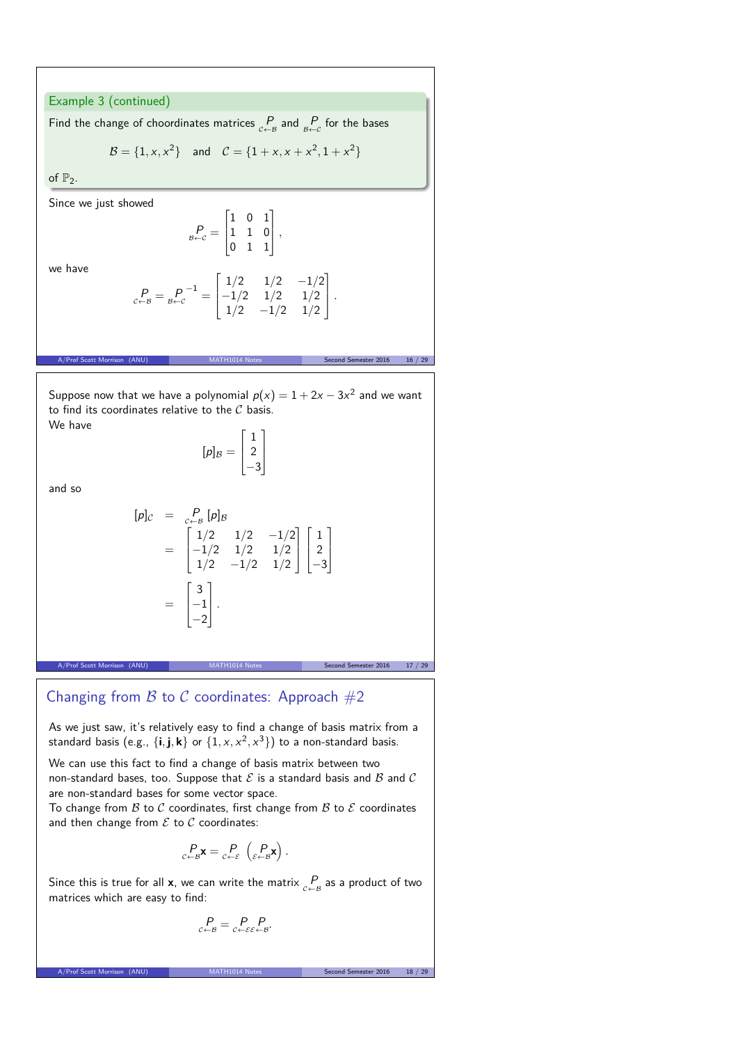## Example 3 (continued)

Find the change of choordinates matrices $\underset{\mathcal{C}\leftarrow\mathcal{B}}{P}$ and $\underset{\mathcal{B}\leftarrow\mathcal{C}}{P}$ for the bases

$$\mathcal{B} = \{1, x, x^2\} \quad \text{and} \quad \mathcal{C} = \{1+x, x+x^2, 1+x^2\}$$

of $\mathbb{P}_2$.

Since we just showed

$$\underset{\mathcal{B}\leftarrow\mathcal{C}}{P} = \begin{bmatrix} 1 & 0 & 1 \\ 1 & 1 & 0 \\ 0 & 1 & 1 \end{bmatrix},$$

we have

$$\underset{\mathcal{C}\leftarrow\mathcal{B}}{P} = \underset{\mathcal{B}\leftarrow\mathcal{C}}{P}^{-1} = \begin{bmatrix} 1/2 & 1/2 & -1/2 \\ -1/2 & 1/2 & 1/2 \\ 1/2 & -1/2 & 1/2 \end{bmatrix}.$$

Suppose now that we have a polynomial $p(x) = 1 + 2x - 3x^2$ and we want to find its coordinates relative to the $\mathcal{C}$ basis.
We have

$$[p]_{\mathcal{B}} = \begin{bmatrix} 1 \\ 2 \\ -3 \end{bmatrix}$$

and so

$$\begin{aligned} [p]_{\mathcal{C}} &= \underset{\mathcal{C}\leftarrow\mathcal{B}}{P}\,[p]_{\mathcal{B}} \\ &= \begin{bmatrix} 1/2 & 1/2 & -1/2 \\ -1/2 & 1/2 & 1/2 \\ 1/2 & -1/2 & 1/2 \end{bmatrix} \begin{bmatrix} 1 \\ 2 \\ -3 \end{bmatrix} \\ &= \begin{bmatrix} 3 \\ -1 \\ -2 \end{bmatrix}. \end{aligned}$$

## Changing from $\mathcal{B}$ to $\mathcal{C}$ coordinates: Approach #2

As we just saw, it's relatively easy to find a change of basis matrix from a standard basis (e.g., $\{\mathbf{i}, \mathbf{j}, \mathbf{k}\}$ or $\{1, x, x^2, x^3\}$) to a non-standard basis.

We can use this fact to find a change of basis matrix between two non-standard bases, too. Suppose that $\mathcal{E}$ is a standard basis and $\mathcal{B}$ and $\mathcal{C}$ are non-standard bases for some vector space.
To change from $\mathcal{B}$ to $\mathcal{C}$ coordinates, first change from $\mathcal{B}$ to $\mathcal{E}$ coordinates and then change from $\mathcal{E}$ to $\mathcal{C}$ coordinates:

$$\underset{\mathcal{C}\leftarrow\mathcal{B}}{P}\mathbf{x} = \underset{\mathcal{C}\leftarrow\mathcal{E}}{P}\left(\underset{\mathcal{E}\leftarrow\mathcal{B}}{P}\mathbf{x}\right).$$

Since this is true for all $\mathbf{x}$, we can write the matrix $\underset{\mathcal{C}\leftarrow\mathcal{B}}{P}$ as a product of two matrices which are easy to find:

$$\underset{\mathcal{C}\leftarrow\mathcal{B}}{P} = \underset{\mathcal{C}\leftarrow\mathcal{E}}{P}\,\underset{\mathcal{E}\leftarrow\mathcal{B}}{P}.$$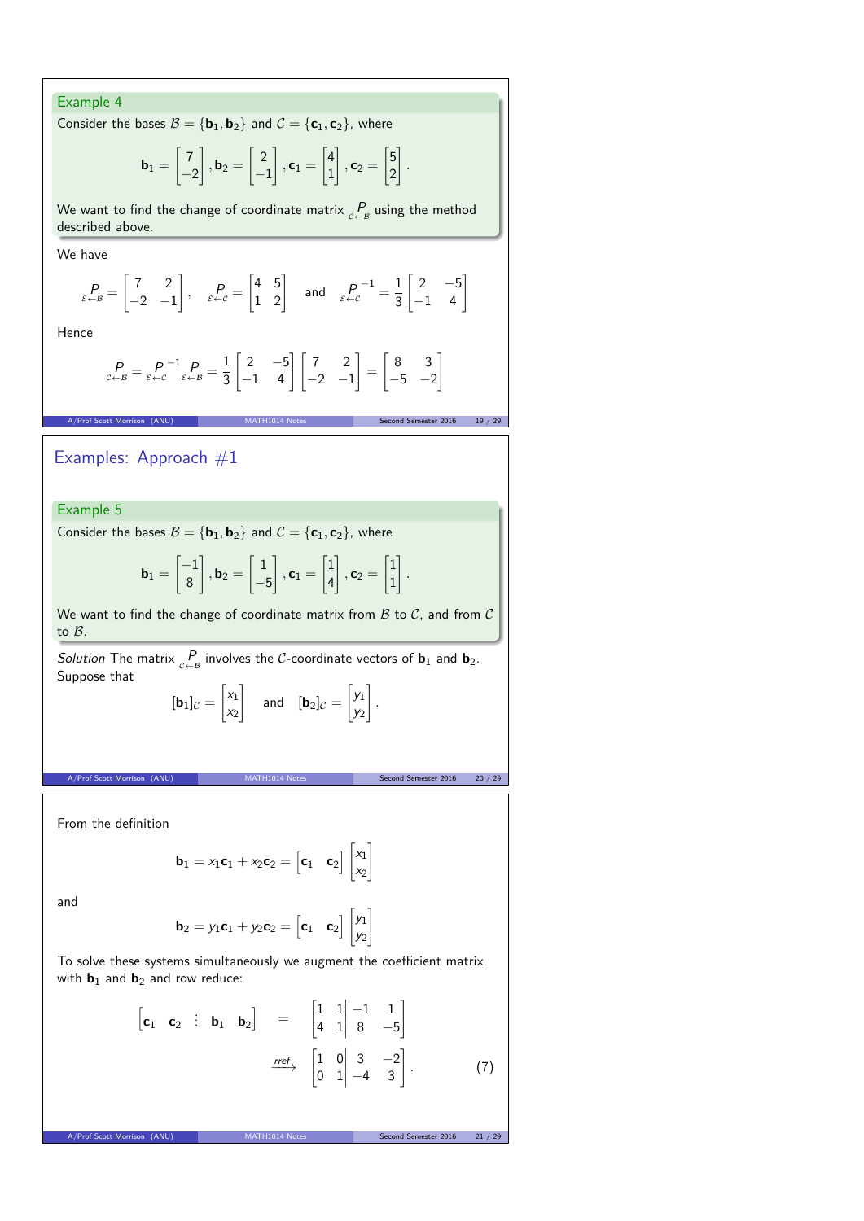### Example 4

Consider the bases $\mathcal{B} = \{\mathbf{b}_1, \mathbf{b}_2\}$ and $\mathcal{C} = \{\mathbf{c}_1, \mathbf{c}_2\}$, where

$$\mathbf{b}_1 = \begin{bmatrix} 7 \\ -2 \end{bmatrix}, \mathbf{b}_2 = \begin{bmatrix} 2 \\ -1 \end{bmatrix}, \mathbf{c}_1 = \begin{bmatrix} 4 \\ 1 \end{bmatrix}, \mathbf{c}_2 = \begin{bmatrix} 5 \\ 2 \end{bmatrix}.$$

We want to find the change of coordinate matrix $\underset{\mathcal{C}\leftarrow\mathcal{B}}{P}$ using the method described above.

We have

$$\underset{\mathcal{E}\leftarrow\mathcal{B}}{P} = \begin{bmatrix} 7 & 2 \\ -2 & -1 \end{bmatrix}, \quad \underset{\mathcal{E}\leftarrow\mathcal{C}}{P} = \begin{bmatrix} 4 & 5 \\ 1 & 2 \end{bmatrix} \quad \text{and} \quad \underset{\mathcal{E}\leftarrow\mathcal{C}}{P}^{-1} = \frac{1}{3}\begin{bmatrix} 2 & -5 \\ -1 & 4 \end{bmatrix}$$

Hence

$$\underset{\mathcal{C}\leftarrow\mathcal{B}}{P} = \underset{\mathcal{E}\leftarrow\mathcal{C}}{P}^{-1}\underset{\mathcal{E}\leftarrow\mathcal{B}}{P} = \frac{1}{3}\begin{bmatrix} 2 & -5 \\ -1 & 4 \end{bmatrix}\begin{bmatrix} 7 & 2 \\ -2 & -1 \end{bmatrix} = \begin{bmatrix} 8 & 3 \\ -5 & -2 \end{bmatrix}$$

## Examples: Approach #1

### Example 5

Consider the bases $\mathcal{B} = \{\mathbf{b}_1, \mathbf{b}_2\}$ and $\mathcal{C} = \{\mathbf{c}_1, \mathbf{c}_2\}$, where

$$\mathbf{b}_1 = \begin{bmatrix} -1 \\ 8 \end{bmatrix}, \mathbf{b}_2 = \begin{bmatrix} 1 \\ -5 \end{bmatrix}, \mathbf{c}_1 = \begin{bmatrix} 1 \\ 4 \end{bmatrix}, \mathbf{c}_2 = \begin{bmatrix} 1 \\ 1 \end{bmatrix}.$$

We want to find the change of coordinate matrix from $\mathcal{B}$ to $\mathcal{C}$, and from $\mathcal{C}$ to $\mathcal{B}$.

*Solution* The matrix $\underset{\mathcal{C}\leftarrow\mathcal{B}}{P}$ involves the $\mathcal{C}$-coordinate vectors of $\mathbf{b}_1$ and $\mathbf{b}_2$. Suppose that

$$[\mathbf{b}_1]_{\mathcal{C}} = \begin{bmatrix} x_1 \\ x_2 \end{bmatrix} \quad \text{and} \quad [\mathbf{b}_2]_{\mathcal{C}} = \begin{bmatrix} y_1 \\ y_2 \end{bmatrix}.$$

From the definition

$$\mathbf{b}_1 = x_1\mathbf{c}_1 + x_2\mathbf{c}_2 = \begin{bmatrix} \mathbf{c}_1 & \mathbf{c}_2 \end{bmatrix}\begin{bmatrix} x_1 \\ x_2 \end{bmatrix}$$

and

$$\mathbf{b}_2 = y_1\mathbf{c}_1 + y_2\mathbf{c}_2 = \begin{bmatrix} \mathbf{c}_1 & \mathbf{c}_2 \end{bmatrix}\begin{bmatrix} y_1 \\ y_2 \end{bmatrix}$$

To solve these systems simultaneously we augment the coefficient matrix with $\mathbf{b}_1$ and $\mathbf{b}_2$ and row reduce:

$$\begin{aligned} \begin{bmatrix} \mathbf{c}_1 & \mathbf{c}_2 & \vdots & \mathbf{b}_1 & \mathbf{b}_2 \end{bmatrix} &= \left[\begin{array}{cc|cc} 1 & 1 & -1 & 1 \\ 4 & 1 & 8 & -5 \end{array}\right] \\ &\xrightarrow{rref} \left[\begin{array}{cc|cc} 1 & 0 & 3 & -2 \\ 0 & 1 & -4 & 3 \end{array}\right]. \end{aligned} \qquad (7)$$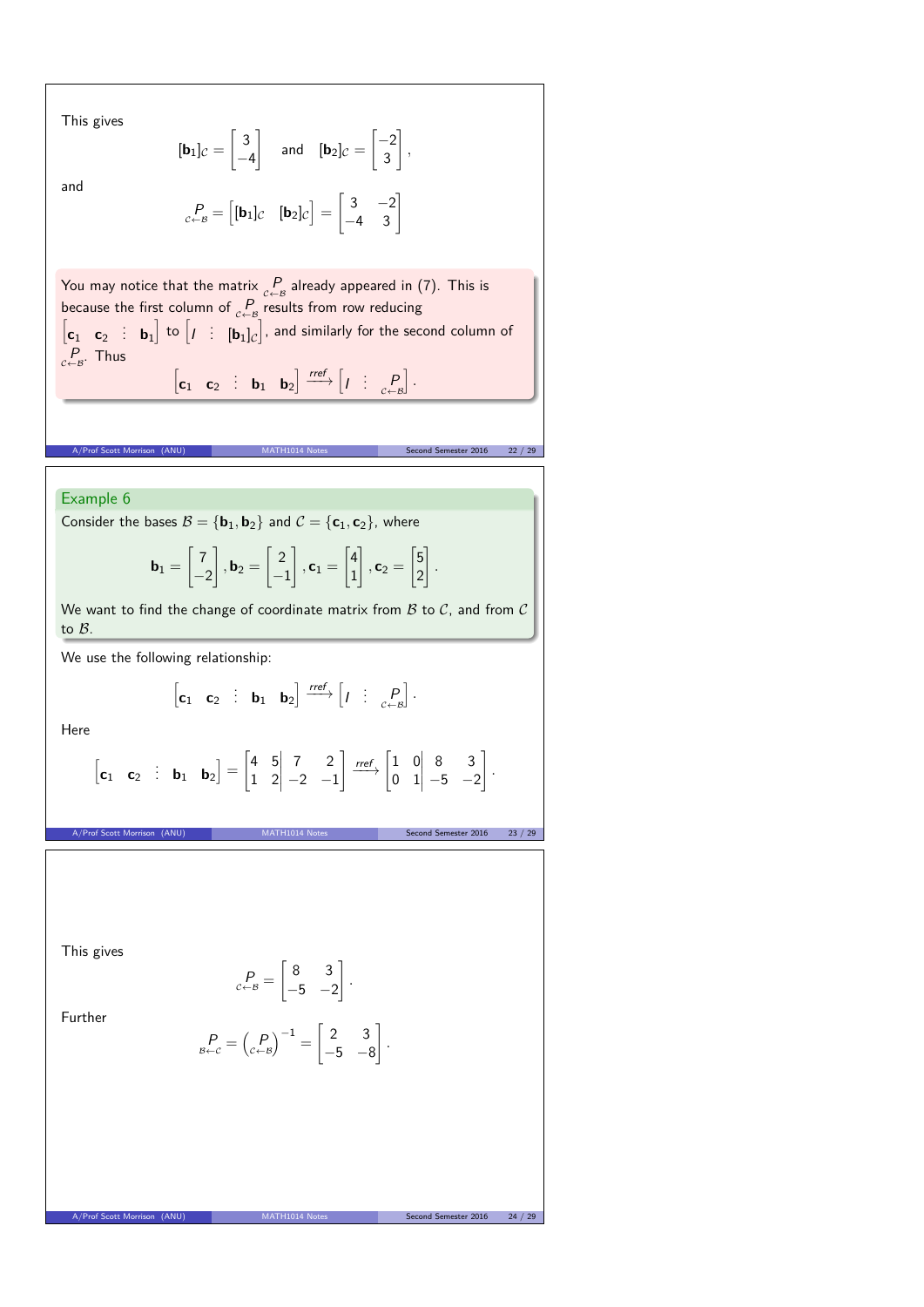This gives

$$[\mathbf{b}_1]_{\mathcal{C}} = \begin{bmatrix} 3 \\ -4 \end{bmatrix} \quad \text{and} \quad [\mathbf{b}_2]_{\mathcal{C}} = \begin{bmatrix} -2 \\ 3 \end{bmatrix},$$

and

$$\underset{\mathcal{C}\leftarrow\mathcal{B}}{P} = \begin{bmatrix} [\mathbf{b}_1]_{\mathcal{C}} & [\mathbf{b}_2]_{\mathcal{C}} \end{bmatrix} = \begin{bmatrix} 3 & -2 \\ -4 & 3 \end{bmatrix}$$

You may notice that the matrix $\underset{\mathcal{C}\leftarrow\mathcal{B}}{P}$ already appeared in (7). This is because the first column of $\underset{\mathcal{C}\leftarrow\mathcal{B}}{P}$ results from row reducing $\begin{bmatrix} \mathbf{c}_1 & \mathbf{c}_2 & \vdots & \mathbf{b}_1 \end{bmatrix}$ to $\begin{bmatrix} I & \vdots & [\mathbf{b}_1]_{\mathcal{C}} \end{bmatrix}$, and similarly for the second column of $\underset{\mathcal{C}\leftarrow\mathcal{B}}{P}$. Thus

$$\begin{bmatrix} \mathbf{c}_1 & \mathbf{c}_2 & \vdots & \mathbf{b}_1 & \mathbf{b}_2 \end{bmatrix} \xrightarrow{rref} \begin{bmatrix} I & \vdots & \underset{\mathcal{C}\leftarrow\mathcal{B}}{P} \end{bmatrix}.$$

## Example 6

Consider the bases $\mathcal{B} = \{\mathbf{b}_1, \mathbf{b}_2\}$ and $\mathcal{C} = \{\mathbf{c}_1, \mathbf{c}_2\}$, where

$$\mathbf{b}_1 = \begin{bmatrix} 7 \\ -2 \end{bmatrix}, \mathbf{b}_2 = \begin{bmatrix} 2 \\ -1 \end{bmatrix}, \mathbf{c}_1 = \begin{bmatrix} 4 \\ 1 \end{bmatrix}, \mathbf{c}_2 = \begin{bmatrix} 5 \\ 2 \end{bmatrix}.$$

We want to find the change of coordinate matrix from $\mathcal{B}$ to $\mathcal{C}$, and from $\mathcal{C}$ to $\mathcal{B}$.

We use the following relationship:

$$\begin{bmatrix} \mathbf{c}_1 & \mathbf{c}_2 & \vdots & \mathbf{b}_1 & \mathbf{b}_2 \end{bmatrix} \xrightarrow{rref} \begin{bmatrix} I & \vdots & \underset{\mathcal{C}\leftarrow\mathcal{B}}{P} \end{bmatrix}.$$

Here

$$\begin{bmatrix} \mathbf{c}_1 & \mathbf{c}_2 & \vdots & \mathbf{b}_1 & \mathbf{b}_2 \end{bmatrix} = \left[\begin{array}{cc|cc} 4 & 5 & 7 & 2 \\ 1 & 2 & -2 & -1 \end{array}\right] \xrightarrow{rref} \left[\begin{array}{cc|cc} 1 & 0 & 8 & 3 \\ 0 & 1 & -5 & -2 \end{array}\right].$$

This gives

$$\underset{\mathcal{C}\leftarrow\mathcal{B}}{P} = \begin{bmatrix} 8 & 3 \\ -5 & -2 \end{bmatrix}.$$

Further

$$\underset{\mathcal{B}\leftarrow\mathcal{C}}{P} = \left(\underset{\mathcal{C}\leftarrow\mathcal{B}}{P}\right)^{-1} = \begin{bmatrix} 2 & 3 \\ -5 & -8 \end{bmatrix}.$$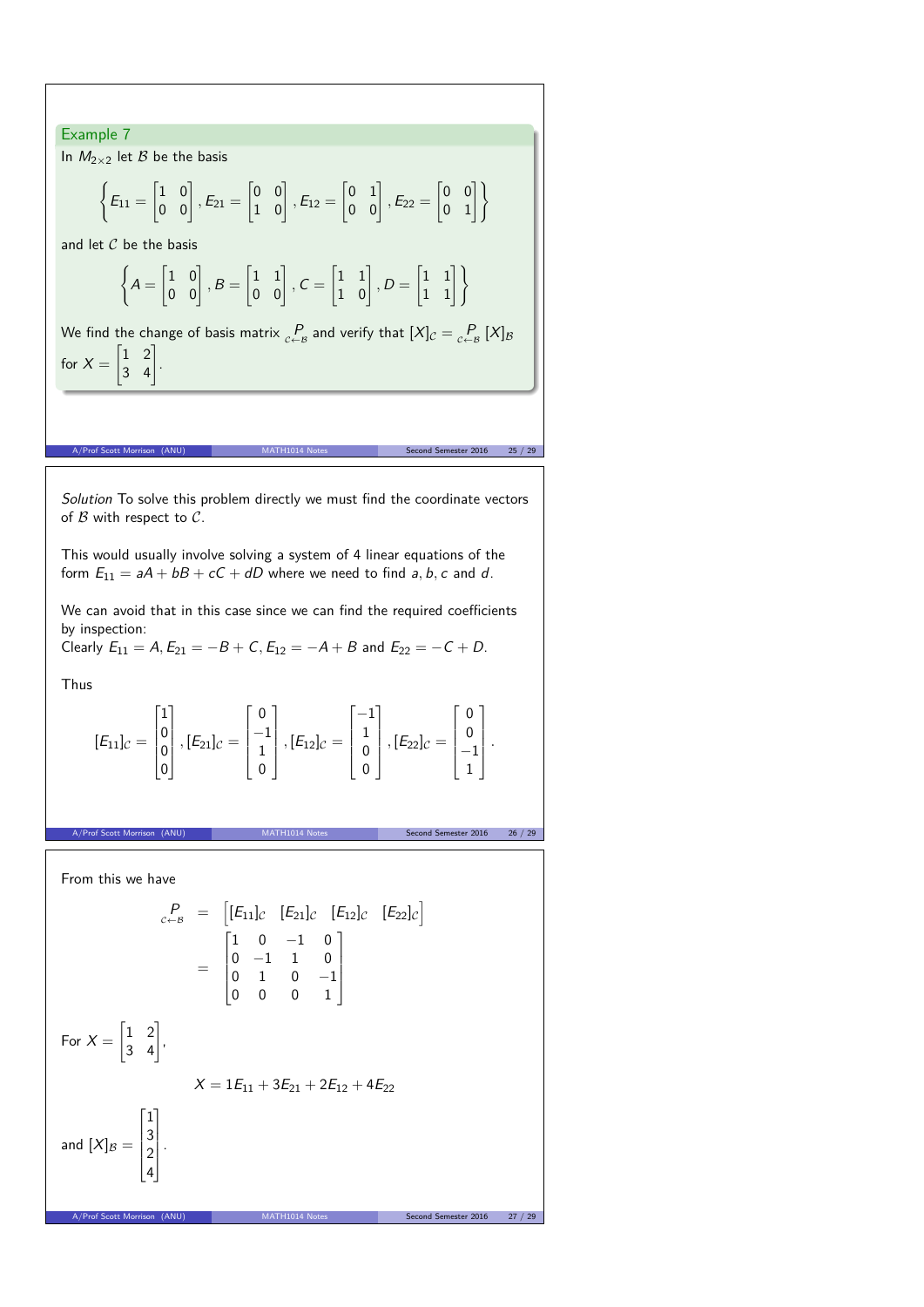### Example 7

In $M_{2\times 2}$ let $\mathcal{B}$ be the basis

$$\left\{ E_{11} = \begin{bmatrix} 1 & 0 \\ 0 & 0 \end{bmatrix}, E_{21} = \begin{bmatrix} 0 & 0 \\ 1 & 0 \end{bmatrix}, E_{12} = \begin{bmatrix} 0 & 1 \\ 0 & 0 \end{bmatrix}, E_{22} = \begin{bmatrix} 0 & 0 \\ 0 & 1 \end{bmatrix} \right\}$$

and let $\mathcal{C}$ be the basis

$$\left\{ A = \begin{bmatrix} 1 & 0 \\ 0 & 0 \end{bmatrix}, B = \begin{bmatrix} 1 & 1 \\ 0 & 0 \end{bmatrix}, C = \begin{bmatrix} 1 & 1 \\ 1 & 0 \end{bmatrix}, D = \begin{bmatrix} 1 & 1 \\ 1 & 1 \end{bmatrix} \right\}$$

We find the change of basis matrix $\underset{\mathcal{C}\leftarrow\mathcal{B}}{P}$ and verify that $[X]_{\mathcal{C}} = \underset{\mathcal{C}\leftarrow\mathcal{B}}{P}[X]_{\mathcal{B}}$ for $X = \begin{bmatrix} 1 & 2 \\ 3 & 4 \end{bmatrix}$.

*Solution* To solve this problem directly we must find the coordinate vectors of $\mathcal{B}$ with respect to $\mathcal{C}$.

This would usually involve solving a system of 4 linear equations of the form $E_{11} = aA + bB + cC + dD$ where we need to find $a, b, c$ and $d$.

We can avoid that in this case since we can find the required coefficients by inspection:
Clearly $E_{11} = A, E_{21} = -B + C, E_{12} = -A + B$ and $E_{22} = -C + D$.

Thus

$$[E_{11}]_{\mathcal{C}} = \begin{bmatrix} 1 \\ 0 \\ 0 \\ 0 \end{bmatrix}, [E_{21}]_{\mathcal{C}} = \begin{bmatrix} 0 \\ -1 \\ 1 \\ 0 \end{bmatrix}, [E_{12}]_{\mathcal{C}} = \begin{bmatrix} -1 \\ 1 \\ 0 \\ 0 \end{bmatrix}, [E_{22}]_{\mathcal{C}} = \begin{bmatrix} 0 \\ 0 \\ -1 \\ 1 \end{bmatrix}.$$

From this we have

$$\begin{aligned} \underset{\mathcal{C}\leftarrow\mathcal{B}}{P} &= \begin{bmatrix} [E_{11}]_{\mathcal{C}} & [E_{21}]_{\mathcal{C}} & [E_{12}]_{\mathcal{C}} & [E_{22}]_{\mathcal{C}} \end{bmatrix} \\ &= \begin{bmatrix} 1 & 0 & -1 & 0 \\ 0 & -1 & 1 & 0 \\ 0 & 1 & 0 & -1 \\ 0 & 0 & 0 & 1 \end{bmatrix} \end{aligned}$$

For $X = \begin{bmatrix} 1 & 2 \\ 3 & 4 \end{bmatrix}$,

$$X = 1E_{11} + 3E_{21} + 2E_{12} + 4E_{22}$$

and $[X]_{\mathcal{B}} = \begin{bmatrix} 1 \\ 3 \\ 2 \\ 4 \end{bmatrix}$.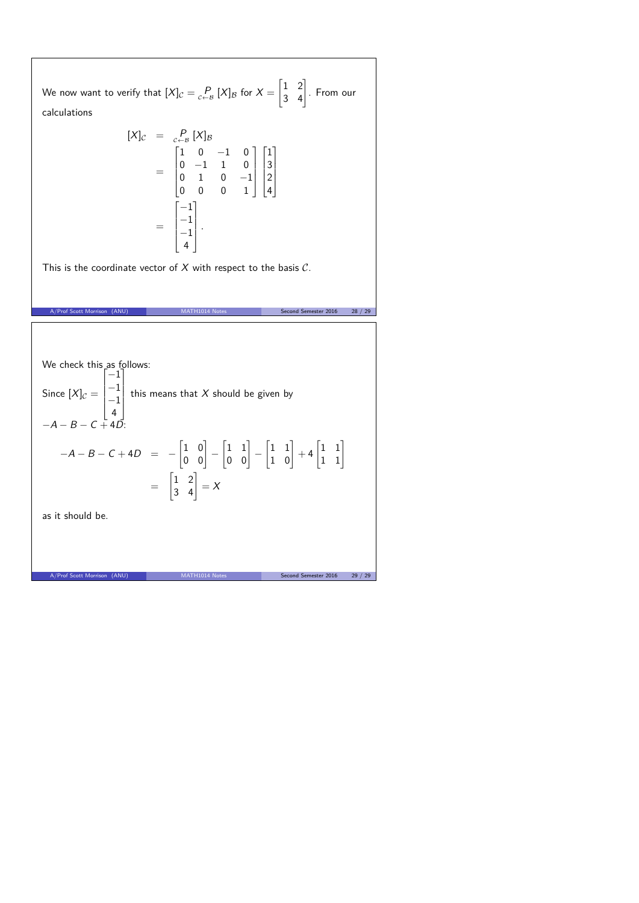We now want to verify that $[X]_{\mathcal{C}} = \underset{\mathcal{C}\leftarrow\mathcal{B}}{P} [X]_{\mathcal{B}}$ for $X = \begin{bmatrix} 1 & 2 \\ 3 & 4 \end{bmatrix}$. From our calculations

$$
\begin{aligned}
[X]_{\mathcal{C}} &= \underset{\mathcal{C}\leftarrow\mathcal{B}}{P} [X]_{\mathcal{B}} \\
&= \begin{bmatrix} 1 & 0 & -1 & 0 \\ 0 & -1 & 1 & 0 \\ 0 & 1 & 0 & -1 \\ 0 & 0 & 0 & 1 \end{bmatrix} \begin{bmatrix} 1 \\ 3 \\ 2 \\ 4 \end{bmatrix} \\
&= \begin{bmatrix} -1 \\ -1 \\ -1 \\ 4 \end{bmatrix}.
\end{aligned}
$$

This is the coordinate vector of $X$ with respect to the basis $\mathcal{C}$.

We check this as follows:

Since $[X]_{\mathcal{C}} = \begin{bmatrix} -1 \\ -1 \\ -1 \\ 4 \end{bmatrix}$ this means that $X$ should be given by $-A - B - C + 4D$:

$$
\begin{aligned}
-A - B - C + 4D &= -\begin{bmatrix} 1 & 0 \\ 0 & 0 \end{bmatrix} - \begin{bmatrix} 1 & 1 \\ 0 & 0 \end{bmatrix} - \begin{bmatrix} 1 & 1 \\ 1 & 0 \end{bmatrix} + 4\begin{bmatrix} 1 & 1 \\ 1 & 1 \end{bmatrix} \\
&= \begin{bmatrix} 1 & 2 \\ 3 & 4 \end{bmatrix} = X
\end{aligned}
$$

as it should be.